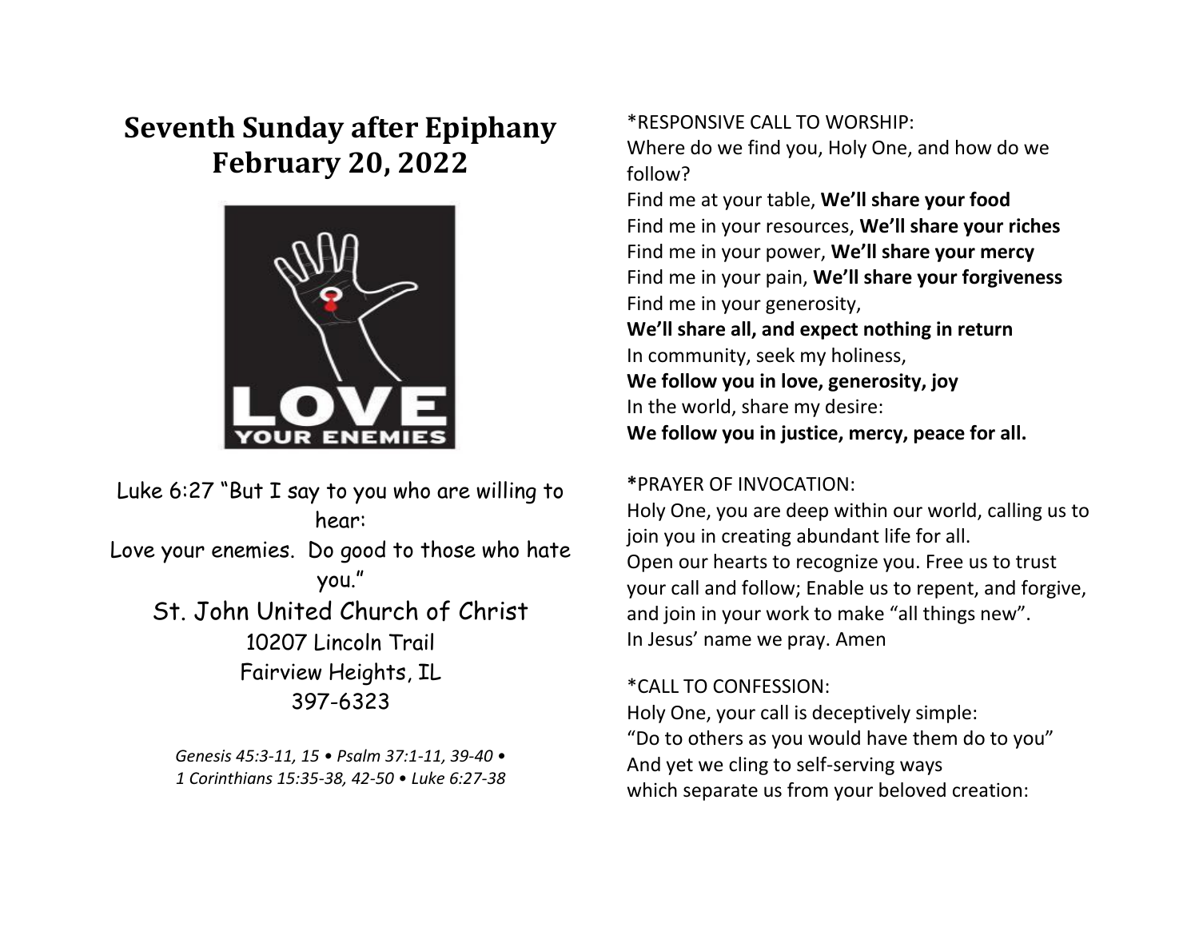# Seventh Sunday after Epiphany
# February 20, 2022

Luke 6:27 "But I say to you who are willing to hear:
Love your enemies. Do good to those who hate you."

St. John United Church of Christ
10207 Lincoln Trail
Fairview Heights, IL
397-6323

*Genesis 45:3-11, 15 • Psalm 37:1-11, 39-40 • 1 Corinthians 15:35-38, 42-50 • Luke 6:27-38*

*RESPONSIVE CALL TO WORSHIP:
Where do we find you, Holy One, and how do we follow?
Find me at your table, **We'll share your food**
Find me in your resources, **We'll share your riches**
Find me in your power, **We'll share your mercy**
Find me in your pain, **We'll share your forgiveness**
Find me in your generosity,
**We'll share all, and expect nothing in return**
In community, seek my holiness,
**We follow you in love, generosity, joy**
In the world, share my desire:
**We follow you in justice, mercy, peace for all.**

*PRAYER OF INVOCATION:
Holy One, you are deep within our world, calling us to join you in creating abundant life for all.
Open our hearts to recognize you. Free us to trust your call and follow; Enable us to repent, and forgive, and join in your work to make "all things new".
In Jesus' name we pray. Amen

*CALL TO CONFESSION:
Holy One, your call is deceptively simple:
"Do to others as you would have them do to you"
And yet we cling to self-serving ways
which separate us from your beloved creation: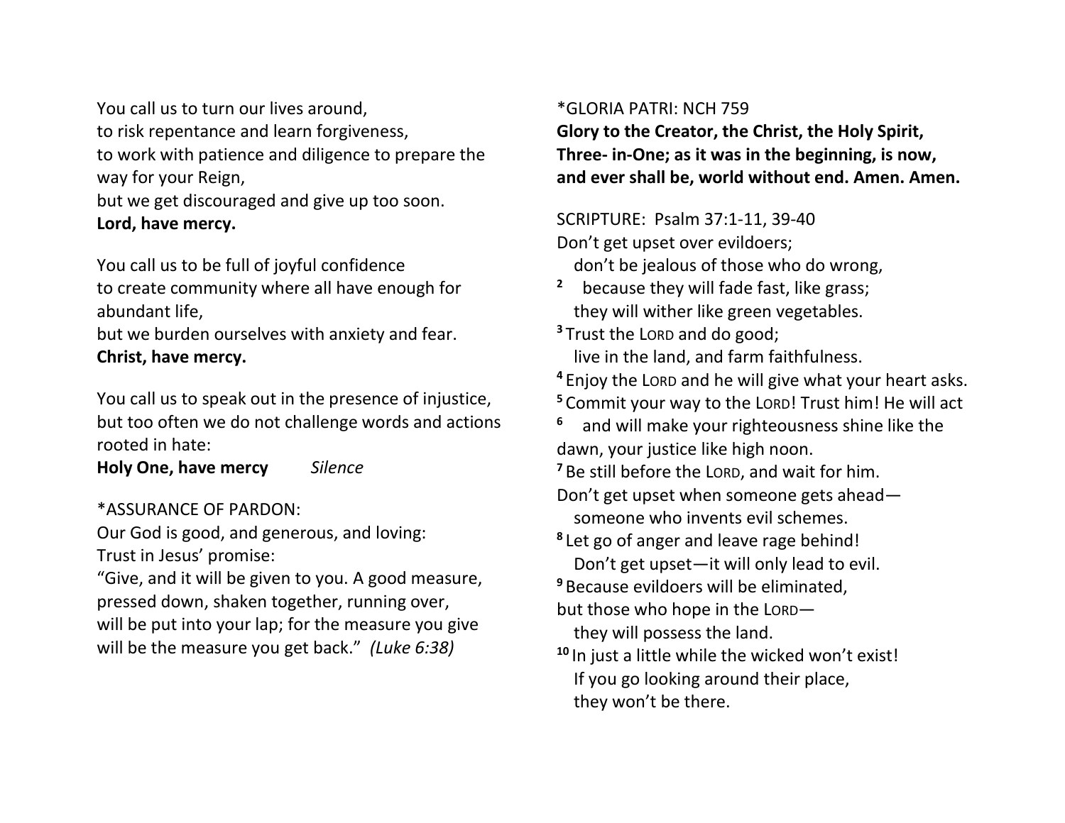You call us to turn our lives around,
to risk repentance and learn forgiveness,
to work with patience and diligence to prepare the way for your Reign,
but we get discouraged and give up too soon.
**Lord, have mercy.**

You call us to be full of joyful confidence
to create community where all have enough for abundant life,
but we burden ourselves with anxiety and fear.
**Christ, have mercy.**

You call us to speak out in the presence of injustice,
but too often we do not challenge words and actions rooted in hate:
**Holy One, have mercy** *Silence*

*ASSURANCE OF PARDON:
Our God is good, and generous, and loving:
Trust in Jesus' promise:
"Give, and it will be given to you. A good measure,
pressed down, shaken together, running over,
will be put into your lap; for the measure you give
will be the measure you get back." *(Luke 6:38)*

*GLORIA PATRI: NCH 759
**Glory to the Creator, the Christ, the Holy Spirit,
Three- in-One; as it was in the beginning, is now,
and ever shall be, world without end. Amen. Amen.**

SCRIPTURE: Psalm 37:1-11, 39-40
Don't get upset over evildoers;
don't be jealous of those who do wrong,
**2** because they will fade fast, like grass;
they will wither like green vegetables.
**3** Trust the LORD and do good;
live in the land, and farm faithfulness.
**4** Enjoy the LORD and he will give what your heart asks.
**5** Commit your way to the LORD! Trust him! He will act
**6** and will make your righteousness shine like the dawn, your justice like high noon.
**7** Be still before the LORD, and wait for him.
Don't get upset when someone gets ahead—
someone who invents evil schemes.
**8** Let go of anger and leave rage behind!
Don't get upset—it will only lead to evil.
**9** Because evildoers will be eliminated,
but those who hope in the LORD—
they will possess the land.
**10** In just a little while the wicked won't exist!
If you go looking around their place,
they won't be there.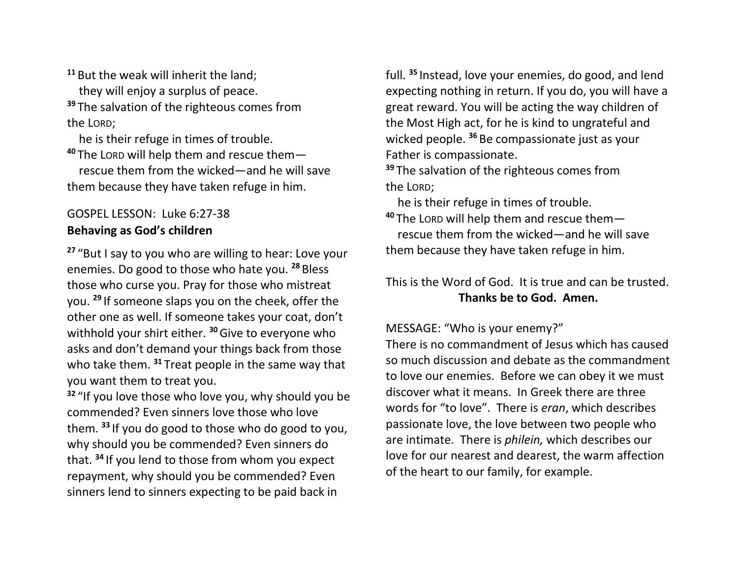[11] But the weak will inherit the land;
they will enjoy a surplus of peace.
[39] The salvation of the righteous comes from the LORD;
he is their refuge in times of trouble.
[40] The LORD will help them and rescue them—
rescue them from the wicked—and he will save them because they have taken refuge in him.

GOSPEL LESSON: Luke 6:27-38
**Behaving as God's children**

[27] "But I say to you who are willing to hear: Love your enemies. Do good to those who hate you. [28] Bless those who curse you. Pray for those who mistreat you. [29] If someone slaps you on the cheek, offer the other one as well. If someone takes your coat, don't withhold your shirt either. [30] Give to everyone who asks and don't demand your things back from those who take them. [31] Treat people in the same way that you want them to treat you.
[32] "If you love those who love you, why should you be commended? Even sinners love those who love them. [33] If you do good to those who do good to you, why should you be commended? Even sinners do that. [34] If you lend to those from whom you expect repayment, why should you be commended? Even sinners lend to sinners expecting to be paid back in full. [35] Instead, love your enemies, do good, and lend expecting nothing in return. If you do, you will have a great reward. You will be acting the way children of the Most High act, for he is kind to ungrateful and wicked people. [36] Be compassionate just as your Father is compassionate.
[39] The salvation of the righteous comes from the LORD;
he is their refuge in times of trouble.
[40] The LORD will help them and rescue them—
rescue them from the wicked—and he will save them because they have taken refuge in him.

This is the Word of God. It is true and can be trusted.
**Thanks be to God. Amen.**

MESSAGE: "Who is your enemy?"
There is no commandment of Jesus which has caused so much discussion and debate as the commandment to love our enemies. Before we can obey it we must discover what it means. In Greek there are three words for "to love". There is *eran*, which describes passionate love, the love between two people who are intimate. There is *philein,* which describes our love for our nearest and dearest, the warm affection of the heart to our family, for example.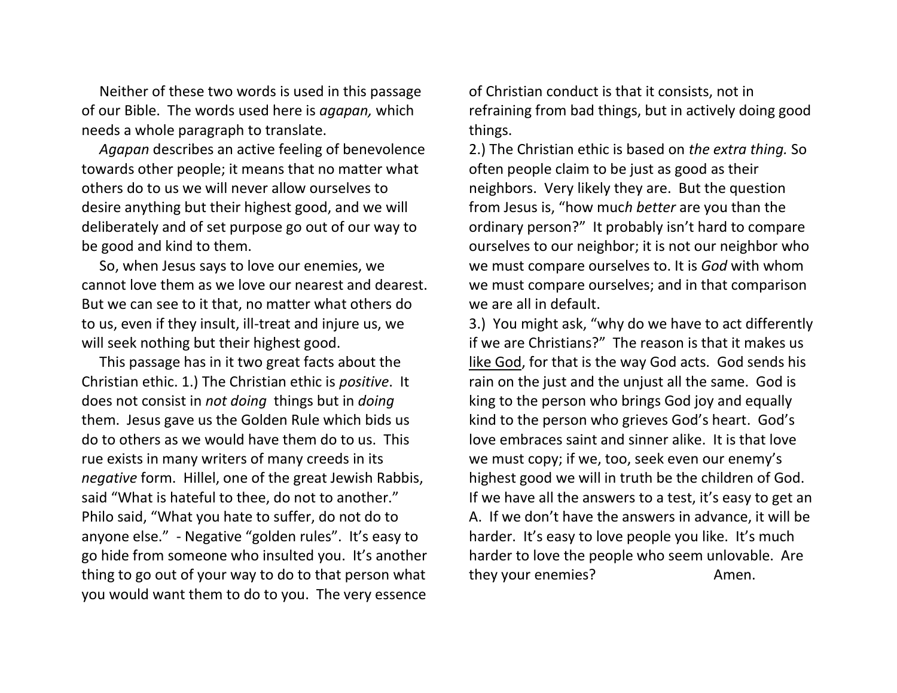Neither of these two words is used in this passage of our Bible. The words used here is *agapan,* which needs a whole paragraph to translate.

*Agapan* describes an active feeling of benevolence towards other people; it means that no matter what others do to us we will never allow ourselves to desire anything but their highest good, and we will deliberately and of set purpose go out of our way to be good and kind to them.

So, when Jesus says to love our enemies, we cannot love them as we love our nearest and dearest. But we can see to it that, no matter what others do to us, even if they insult, ill-treat and injure us, we will seek nothing but their highest good.

This passage has in it two great facts about the Christian ethic. 1.) The Christian ethic is *positive*. It does not consist in *not doing* things but in *doing* them. Jesus gave us the Golden Rule which bids us do to others as we would have them do to us. This rue exists in many writers of many creeds in its *negative* form. Hillel, one of the great Jewish Rabbis, said "What is hateful to thee, do not to another." Philo said, "What you hate to suffer, do not do to anyone else." - Negative "golden rules". It's easy to go hide from someone who insulted you. It's another thing to go out of your way to do to that person what you would want them to do to you. The very essence of Christian conduct is that it consists, not in refraining from bad things, but in actively doing good things.

2.) The Christian ethic is based on *the extra thing.* So often people claim to be just as good as their neighbors. Very likely they are. But the question from Jesus is, "how muc*h better* are you than the ordinary person?" It probably isn't hard to compare ourselves to our neighbor; it is not our neighbor who we must compare ourselves to. It is *God* with whom we must compare ourselves; and in that comparison we are all in default.

3.) You might ask, "why do we have to act differently if we are Christians?" The reason is that it makes us <u>like God</u>, for that is the way God acts. God sends his rain on the just and the unjust all the same. God is king to the person who brings God joy and equally kind to the person who grieves God's heart. God's love embraces saint and sinner alike. It is that love we must copy; if we, too, seek even our enemy's highest good we will in truth be the children of God. If we have all the answers to a test, it's easy to get an A. If we don't have the answers in advance, it will be harder. It's easy to love people you like. It's much harder to love the people who seem unlovable. Are they your enemies? Amen.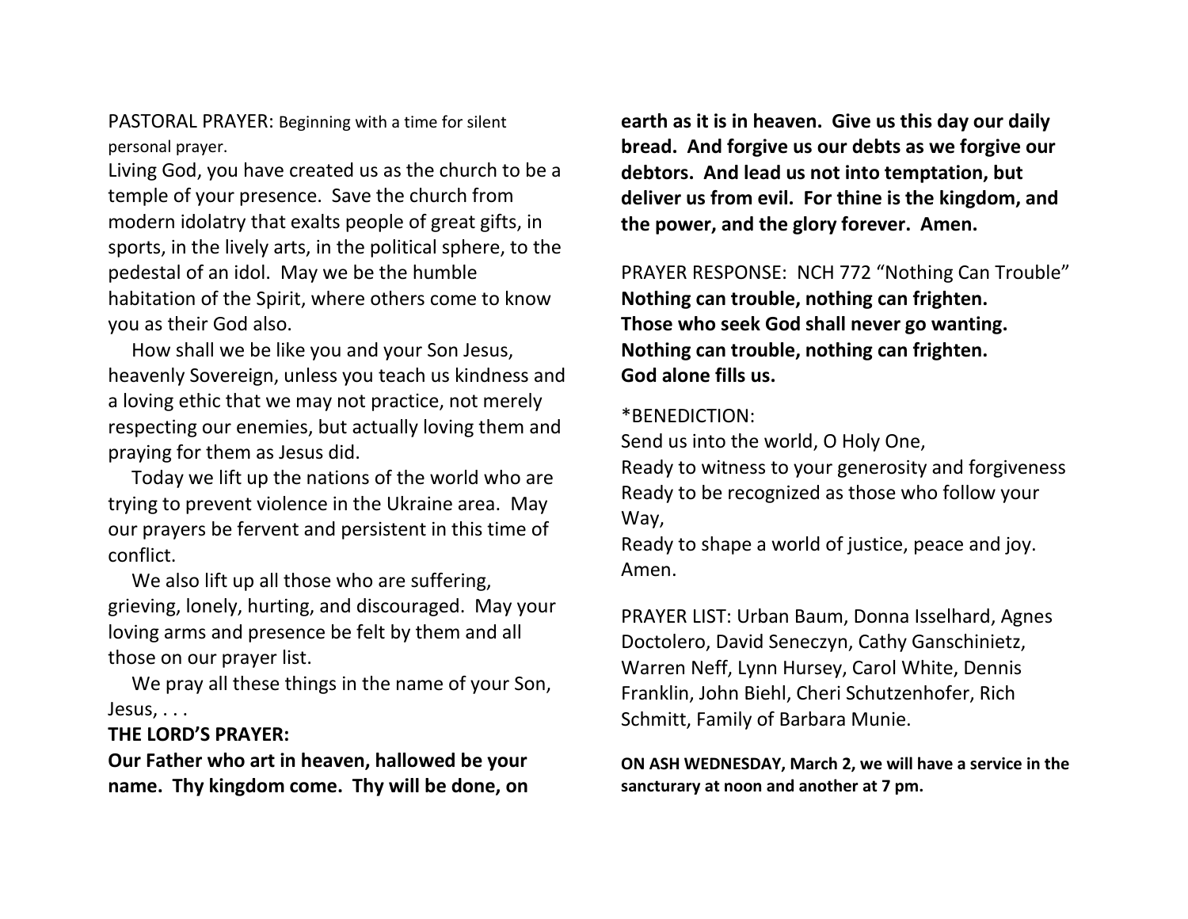PASTORAL PRAYER: Beginning with a time for silent personal prayer.

Living God, you have created us as the church to be a temple of your presence. Save the church from modern idolatry that exalts people of great gifts, in sports, in the lively arts, in the political sphere, to the pedestal of an idol. May we be the humble habitation of the Spirit, where others come to know you as their God also.

How shall we be like you and your Son Jesus, heavenly Sovereign, unless you teach us kindness and a loving ethic that we may not practice, not merely respecting our enemies, but actually loving them and praying for them as Jesus did.

Today we lift up the nations of the world who are trying to prevent violence in the Ukraine area. May our prayers be fervent and persistent in this time of conflict.

We also lift up all those who are suffering, grieving, lonely, hurting, and discouraged. May your loving arms and presence be felt by them and all those on our prayer list.

We pray all these things in the name of your Son, Jesus, . . .

**THE LORD'S PRAYER:**

**Our Father who art in heaven, hallowed be your name. Thy kingdom come. Thy will be done, on earth as it is in heaven. Give us this day our daily bread. And forgive us our debts as we forgive our debtors. And lead us not into temptation, but deliver us from evil. For thine is the kingdom, and the power, and the glory forever. Amen.**

PRAYER RESPONSE: NCH 772 "Nothing Can Trouble"

**Nothing can trouble, nothing can frighten.**
**Those who seek God shall never go wanting.**
**Nothing can trouble, nothing can frighten.**
**God alone fills us.**

*BENEDICTION:

Send us into the world, O Holy One,
Ready to witness to your generosity and forgiveness
Ready to be recognized as those who follow your Way,
Ready to shape a world of justice, peace and joy.
Amen.

PRAYER LIST: Urban Baum, Donna Isselhard, Agnes Doctolero, David Seneczyn, Cathy Ganschinietz, Warren Neff, Lynn Hursey, Carol White, Dennis Franklin, John Biehl, Cheri Schutzenhofer, Rich Schmitt, Family of Barbara Munie.

**ON ASH WEDNESDAY, March 2, we will have a service in the sancturary at noon and another at 7 pm.**